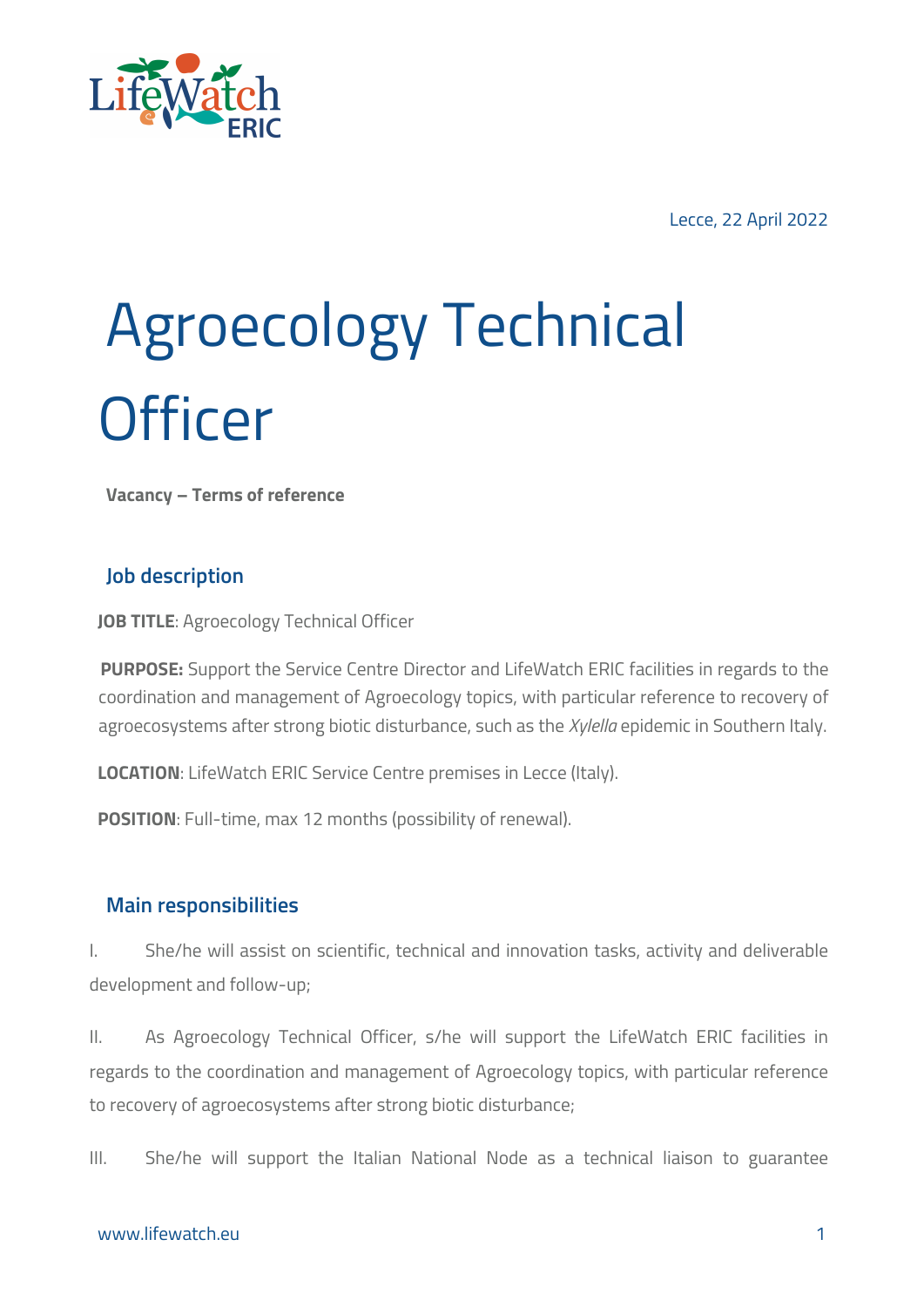Lecce, 22 April 2022

# Agroecology Technical Officer

**Vacancy – Terms of reference**

## Job description

**JOB TITLE**: Agroecology Technical Officer

**PURPOSE:** Support the Service Centre Director and LifeWatch ERIC facilities in regards to the coordination and management of Agroecology topics, with particular reference to recovery of agroecosystems after strong biotic disturbance, such as the *Xylella* epidemic in Southern Italy.

**LOCATION**: LifeWatch ERIC Service Centre premises in Lecce (Italy).

**POSITION**: Full-time, max 12 months (possibility of renewal).

## Main responsibilities

I. She/he will assist on scientific, technical and innovation tasks, activity and deliverable development and follow-up;

II. As Agroecology Technical Officer, s/he will support the LifeWatch ERIC facilities in regards to the coordination and management of Agroecology topics, with particular reference to recovery of agroecosystems after strong biotic disturbance;

III. She/he will support the Italian National Node as a technical liaison to guarantee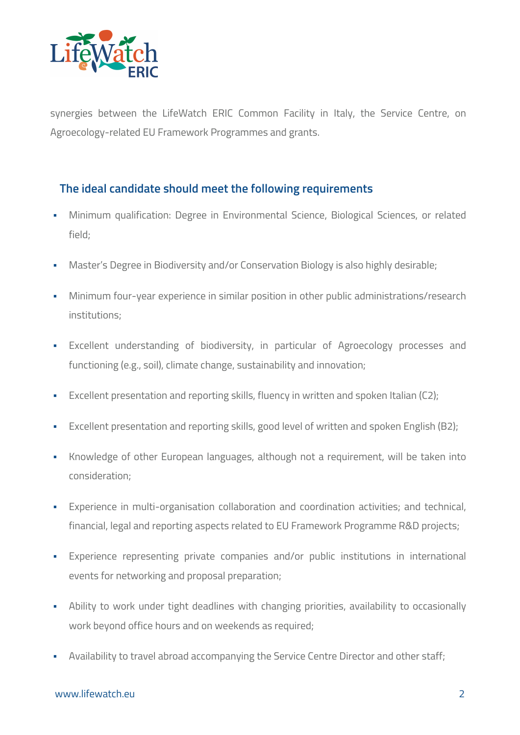synergies between the LifeWatch ERIC Common Facility in Italy, the Service Centre, on Agroecology-related EU Framework Programmes and grants.

## The ideal candidate should meet the following requirements

- Minimum qualification: Degree in Environmental Science, Biological Sciences, or related field;
- Master's Degree in Biodiversity and/or Conservation Biology is also highly desirable;
- Minimum four-year experience in similar position in other public administrations/research institutions;
- Excellent understanding of biodiversity, in particular of Agroecology processes and functioning (e.g., soil), climate change, sustainability and innovation;
- Excellent presentation and reporting skills, fluency in written and spoken Italian (C2);
- Excellent presentation and reporting skills, good level of written and spoken English (B2);
- Knowledge of other European languages, although not a requirement, will be taken into consideration;
- Experience in multi-organisation collaboration and coordination activities; and technical, financial, legal and reporting aspects related to EU Framework Programme R&D projects;
- Experience representing private companies and/or public institutions in international events for networking and proposal preparation;
- Ability to work under tight deadlines with changing priorities, availability to occasionally work beyond office hours and on weekends as required;
- Availability to travel abroad accompanying the Service Centre Director and other staff;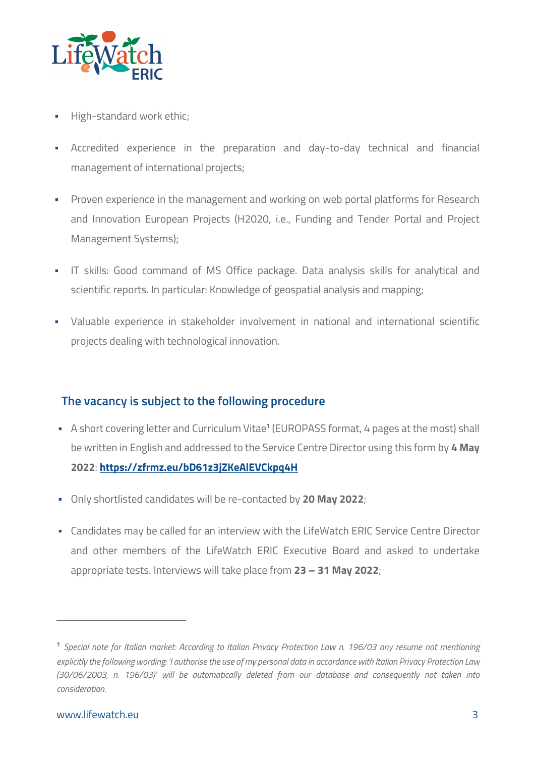- High-standard work ethic;
- Accredited experience in the preparation and day-to-day technical and financial management of international projects;
- Proven experience in the management and working on web portal platforms for Research and Innovation European Projects (H2020, i.e., Funding and Tender Portal and Project Management Systems);
- IT skills: Good command of MS Office package. Data analysis skills for analytical and scientific reports. In particular: Knowledge of geospatial analysis and mapping;
- Valuable experience in stakeholder involvement in national and international scientific projects dealing with technological innovation.

## The vacancy is subject to the following procedure

- A short covering letter and Curriculum Vitae[1] (EUROPASS format, 4 pages at the most) shall be written in English and addressed to the Service Centre Director using this form by **4 May 2022**: **https://zfrmz.eu/bD61z3jZKeAIEVCkpq4H**
- Only shortlisted candidates will be re-contacted by **20 May 2022**;
- Candidates may be called for an interview with the LifeWatch ERIC Service Centre Director and other members of the LifeWatch ERIC Executive Board and asked to undertake appropriate tests. Interviews will take place from **23 – 31 May 2022**;

---

[1] *Special note for Italian market: According to Italian Privacy Protection Law n. 196/03 any resume not mentioning explicitly the following wording: 'I authorise the use of my personal data in accordance with Italian Privacy Protection Law (30/06/2003, n. 196/03)' will be automatically deleted from our database and consequently not taken into consideration.*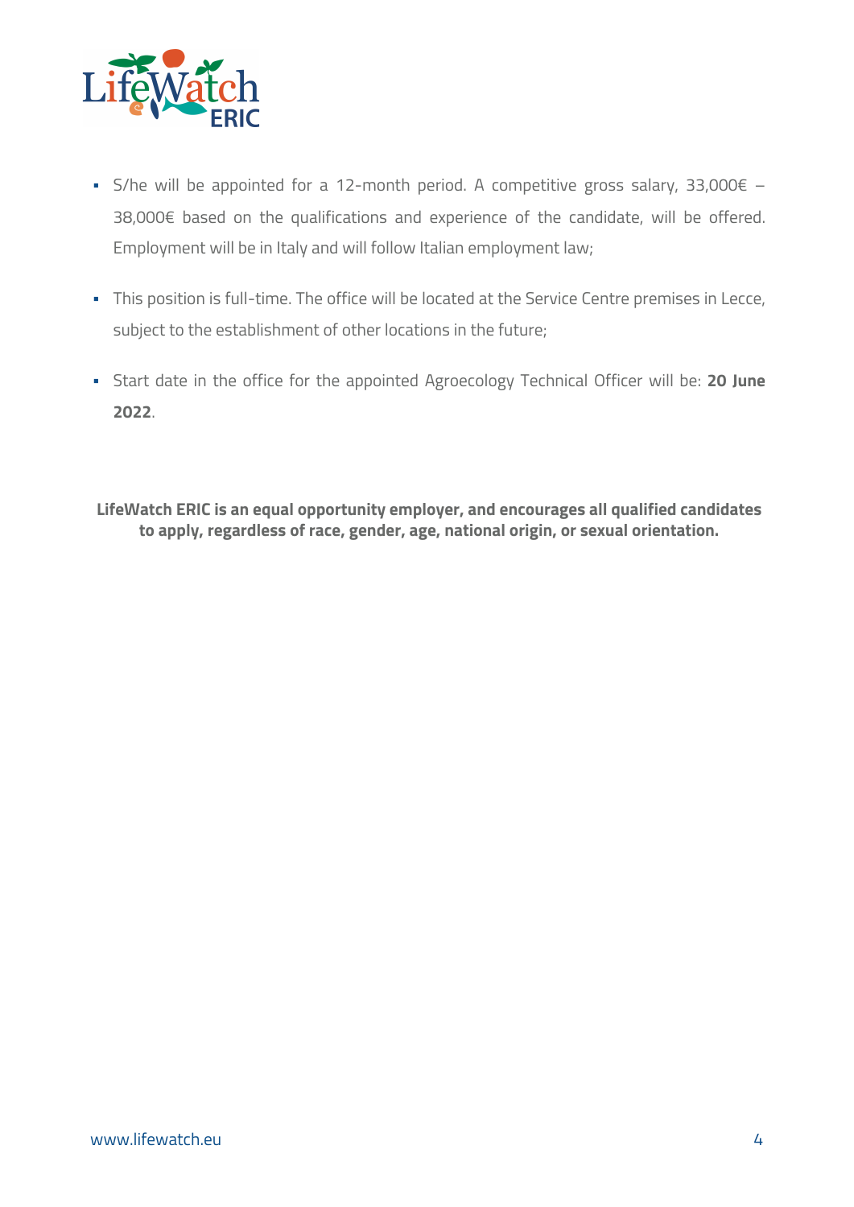- S/he will be appointed for a 12-month period. A competitive gross salary, 33,000€ – 38,000€ based on the qualifications and experience of the candidate, will be offered. Employment will be in Italy and will follow Italian employment law;

- This position is full-time. The office will be located at the Service Centre premises in Lecce, subject to the establishment of other locations in the future;

- Start date in the office for the appointed Agroecology Technical Officer will be: **20 June 2022**.

**LifeWatch ERIC is an equal opportunity employer, and encourages all qualified candidates to apply, regardless of race, gender, age, national origin, or sexual orientation.**